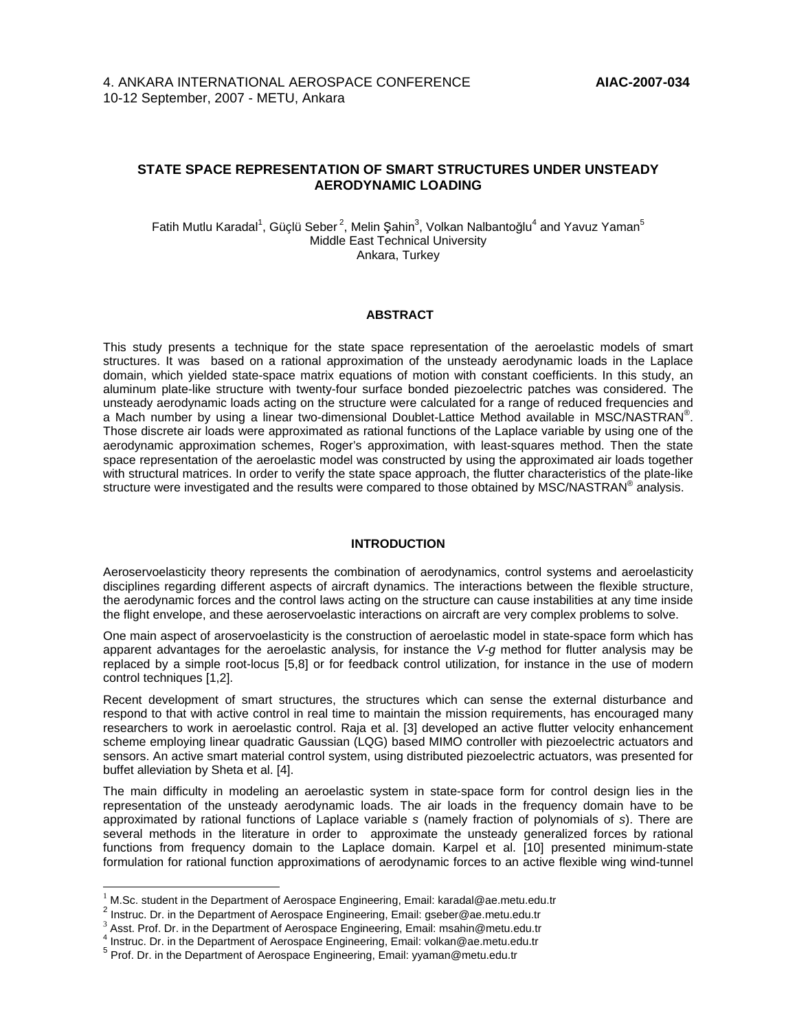4. ANKARA INTERNATIONAL AEROSPACE CONFERENCE **AIAC-2007-034**
10-12 September, 2007 - METU, Ankara

# STATE SPACE REPRESENTATION OF SMART STRUCTURES UNDER UNSTEADY AERODYNAMIC LOADING

Fatih Mutlu Karadal[1], Güçlü Seber[2], Melin Şahin[3], Volkan Nalbantoğlu[4] and Yavuz Yaman[5]
Middle East Technical University
Ankara, Turkey

## ABSTRACT

This study presents a technique for the state space representation of the aeroelastic models of smart structures. It was based on a rational approximation of the unsteady aerodynamic loads in the Laplace domain, which yielded state-space matrix equations of motion with constant coefficients. In this study, an aluminum plate-like structure with twenty-four surface bonded piezoelectric patches was considered. The unsteady aerodynamic loads acting on the structure were calculated for a range of reduced frequencies and a Mach number by using a linear two-dimensional Doublet-Lattice Method available in MSC/NASTRAN®. Those discrete air loads were approximated as rational functions of the Laplace variable by using one of the aerodynamic approximation schemes, Roger's approximation, with least-squares method. Then the state space representation of the aeroelastic model was constructed by using the approximated air loads together with structural matrices. In order to verify the state space approach, the flutter characteristics of the plate-like structure were investigated and the results were compared to those obtained by MSC/NASTRAN® analysis.

## INTRODUCTION

Aeroservoelasticity theory represents the combination of aerodynamics, control systems and aeroelasticity disciplines regarding different aspects of aircraft dynamics. The interactions between the flexible structure, the aerodynamic forces and the control laws acting on the structure can cause instabilities at any time inside the flight envelope, and these aeroservoelastic interactions on aircraft are very complex problems to solve.

One main aspect of aroservoelasticity is the construction of aeroelastic model in state-space form which has apparent advantages for the aeroelastic analysis, for instance the *V-g* method for flutter analysis may be replaced by a simple root-locus [5,8] or for feedback control utilization, for instance in the use of modern control techniques [1,2].

Recent development of smart structures, the structures which can sense the external disturbance and respond to that with active control in real time to maintain the mission requirements, has encouraged many researchers to work in aeroelastic control. Raja et al. [3] developed an active flutter velocity enhancement scheme employing linear quadratic Gaussian (LQG) based MIMO controller with piezoelectric actuators and sensors. An active smart material control system, using distributed piezoelectric actuators, was presented for buffet alleviation by Sheta et al. [4].

The main difficulty in modeling an aeroelastic system in state-space form for control design lies in the representation of the unsteady aerodynamic loads. The air loads in the frequency domain have to be approximated by rational functions of Laplace variable *s* (namely fraction of polynomials of *s*). There are several methods in the literature in order to approximate the unsteady generalized forces by rational functions from frequency domain to the Laplace domain. Karpel et al. [10] presented minimum-state formulation for rational function approximations of aerodynamic forces to an active flexible wing wind-tunnel

---

[1] M.Sc. student in the Department of Aerospace Engineering, Email: karadal@ae.metu.edu.tr
[2] Instruc. Dr. in the Department of Aerospace Engineering, Email: gseber@ae.metu.edu.tr
[3] Asst. Prof. Dr. in the Department of Aerospace Engineering, Email: msahin@metu.edu.tr
[4] Instruc. Dr. in the Department of Aerospace Engineering, Email: volkan@ae.metu.edu.tr
[5] Prof. Dr. in the Department of Aerospace Engineering, Email: yyaman@metu.edu.tr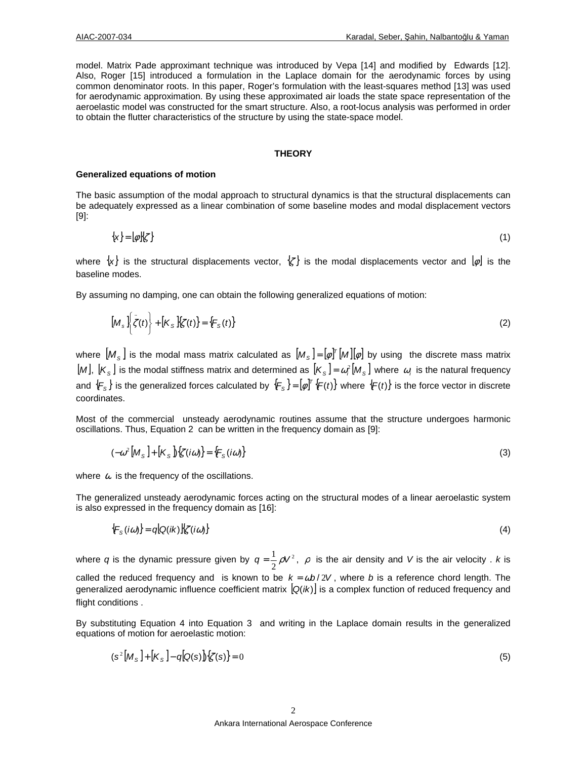model. Matrix Pade approximant technique was introduced by Vepa [14] and modified by Edwards [12]. Also, Roger [15] introduced a formulation in the Laplace domain for the aerodynamic forces by using common denominator roots. In this paper, Roger's formulation with the least-squares method [13] was used for aerodynamic approximation. By using these approximated air loads the state space representation of the aeroelastic model was constructed for the smart structure. Also, a root-locus analysis was performed in order to obtain the flutter characteristics of the structure by using the state-space model.

## THEORY

### Generalized equations of motion

The basic assumption of the modal approach to structural dynamics is that the structural displacements can be adequately expressed as a linear combination of some baseline modes and modal displacement vectors [9]:

$$\{x\} = \lfloor \varphi \rfloor \{\zeta\} \tag{1}$$

where $\{x\}$ is the structural displacements vector, $\{\zeta\}$ is the modal displacements vector and $\lfloor \varphi \rfloor$ is the baseline modes.

By assuming no damping, one can obtain the following generalized equations of motion:

$$[M_S]\left\{\ddot{\zeta}(t)\right\} + [K_S]\{\zeta(t)\} = \{F_S(t)\} \tag{2}$$

where $[M_S]$ is the modal mass matrix calculated as $[M_S] = \lfloor \varphi \rfloor^T [M] \lfloor \varphi \rfloor$ by using the discrete mass matrix $[M]$, $[K_S]$ is the modal stiffness matrix and determined as $[K_S] = \omega_i^2 [M_S]$ where $\omega_i$ is the natural frequency and $\{F_S\}$ is the generalized forces calculated by $\{F_S\} = \lfloor \varphi \rfloor^T \{F(t)\}$ where $\{F(t)\}$ is the force vector in discrete coordinates.

Most of the commercial unsteady aerodynamic routines assume that the structure undergoes harmonic oscillations. Thus, Equation 2 can be written in the frequency domain as [9]:

$$(-\omega^2 [M_S] + [K_S])\{\zeta(i\omega)\} = \{F_S(i\omega)\} \tag{3}$$

where $\omega$ is the frequency of the oscillations.

The generalized unsteady aerodynamic forces acting on the structural modes of a linear aeroelastic system is also expressed in the frequency domain as [16]:

$$\{F_S(i\omega)\} = q\lfloor Q(ik) \rfloor \{\zeta(i\omega)\} \tag{4}$$

where *q* is the dynamic pressure given by $q = \frac{1}{2}\rho V^2$, $\rho$ is the air density and *V* is the air velocity . *k* is called the reduced frequency and is known to be $k = \omega b / 2V$, where *b* is a reference chord length. The generalized aerodynamic influence coefficient matrix $\lfloor Q(ik) \rfloor$ is a complex function of reduced frequency and flight conditions .

By substituting Equation 4 into Equation 3 and writing in the Laplace domain results in the generalized equations of motion for aeroelastic motion:

$$(s^2 [M_S] + [K_S] - q\lfloor Q(s) \rfloor)\{\zeta(s)\} = 0 \tag{5}$$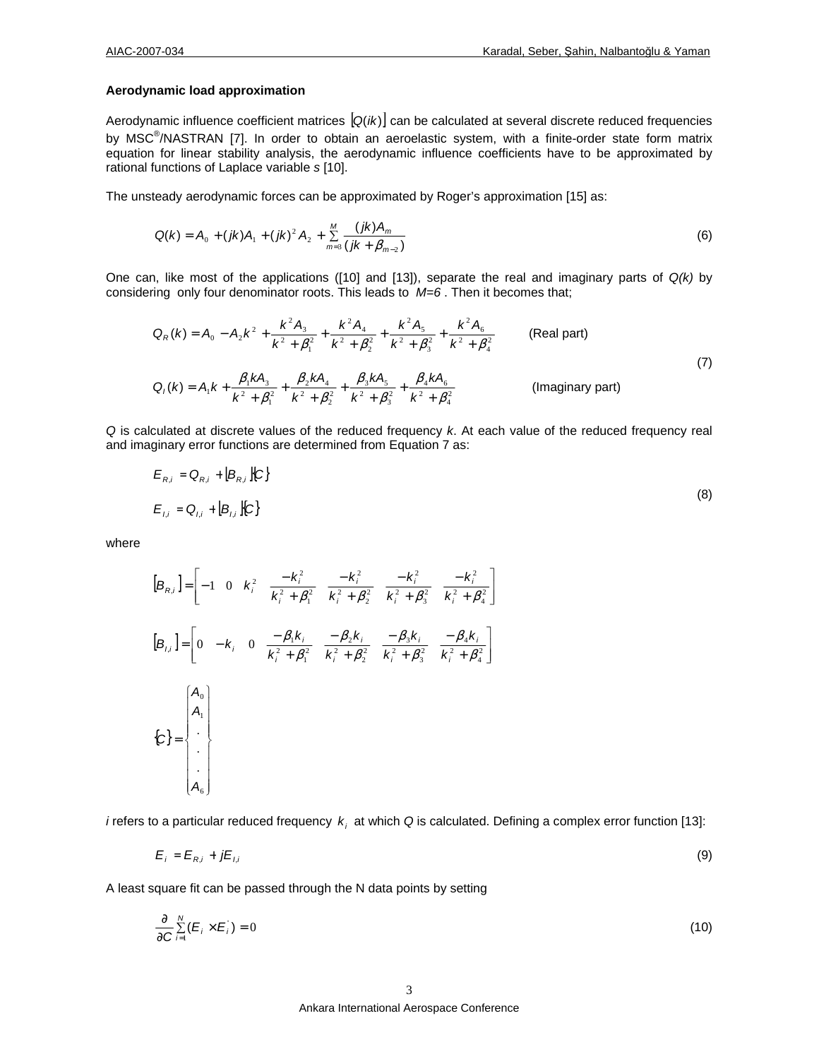### Aerodynamic load approximation

Aerodynamic influence coefficient matrices $\lfloor Q(ik) \rfloor$ can be calculated at several discrete reduced frequencies by MSC®/NASTRAN [7]. In order to obtain an aeroelastic system, with a finite-order state form matrix equation for linear stability analysis, the aerodynamic influence coefficients have to be approximated by rational functions of Laplace variable *s* [10].

The unsteady aerodynamic forces can be approximated by Roger's approximation [15] as:

$$Q(k) = A_0 + (jk)A_1 + (jk)^2 A_2 + \sum_{m=3}^{M} \frac{(jk)A_m}{(jk + \beta_{m-2})} \tag{6}$$

One can, like most of the applications ([10] and [13]), separate the real and imaginary parts of *Q(k)* by considering only four denominator roots. This leads to $M=6$. Then it becomes that;

$$Q_R(k) = A_0 - A_2 k^2 + \frac{k^2 A_3}{k^2 + \beta_1^2} + \frac{k^2 A_4}{k^2 + \beta_2^2} + \frac{k^2 A_5}{k^2 + \beta_3^2} + \frac{k^2 A_6}{k^2 + \beta_4^2} \qquad \text{(Real part)}$$

$$Q_I(k) = A_1 k + \frac{\beta_1 k A_3}{k^2 + \beta_1^2} + \frac{\beta_2 k A_4}{k^2 + \beta_2^2} + \frac{\beta_3 k A_5}{k^2 + \beta_3^2} + \frac{\beta_4 k A_6}{k^2 + \beta_4^2} \qquad \text{(Imaginary part)} \tag{7}$$

*Q* is calculated at discrete values of the reduced frequency *k*. At each value of the reduced frequency real and imaginary error functions are determined from Equation 7 as:

$$E_{R,i} = Q_{R,i} + \lfloor B_{R,i} \rfloor \{C\}$$

$$E_{I,i} = Q_{I,i} + \lfloor B_{I,i} \rfloor \{C\} \tag{8}$$

where

$$\lfloor B_{R,i} \rfloor = \left[ -1 \quad 0 \quad k_i^2 \quad \frac{-k_i^2}{k_i^2 + \beta_1^2} \quad \frac{-k_i^2}{k_i^2 + \beta_2^2} \quad \frac{-k_i^2}{k_i^2 + \beta_3^2} \quad \frac{-k_i^2}{k_i^2 + \beta_4^2} \right]$$

$$\lfloor B_{I,i} \rfloor = \left[ 0 \quad -k_i \quad 0 \quad \frac{-\beta_1 k_i}{k_i^2 + \beta_1^2} \quad \frac{-\beta_2 k_i}{k_i^2 + \beta_2^2} \quad \frac{-\beta_3 k_i}{k_i^2 + \beta_3^2} \quad \frac{-\beta_4 k_i}{k_i^2 + \beta_4^2} \right]$$

$$\{C\} = \begin{Bmatrix} A_0 \\ A_1 \\ . \\ . \\ . \\ A_6 \end{Bmatrix}$$

*i* refers to a particular reduced frequency $k_i$ at which *Q* is calculated. Defining a complex error function [13]:

$$E_i = E_{R,i} + jE_{I,i} \tag{9}$$

A least square fit can be passed through the N data points by setting

$$\frac{\partial}{\partial C} \sum_{i=1}^{N} (E_i \times E_i^*) = 0 \tag{10}$$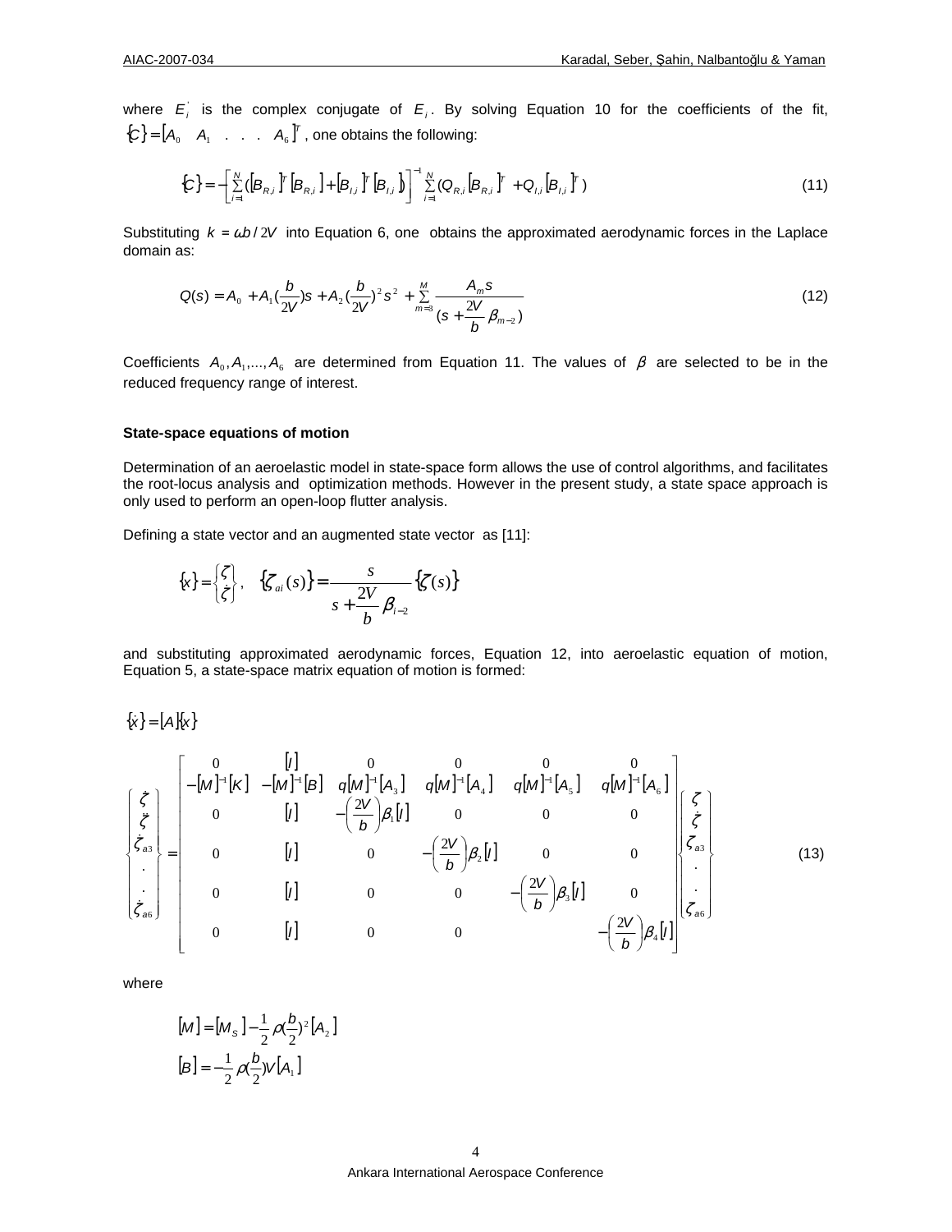where $E_i^{'}$ is the complex conjugate of $E_i$. By solving Equation 10 for the coefficients of the fit, $\{C\} = [A_0 \quad A_1 \quad . \quad . \quad . \quad A_6]^T$, one obtains the following:

$$
\{C\} = -\left[\sum_{i=1}^{N} ([B_{R,i}]^T [B_{R,i}] + [B_{I,i}]^T [B_{I,i}])\right]^{-1} \sum_{i=1}^{N} (Q_{R,i} [B_{R,i}]^T + Q_{I,i} [B_{I,i}]^T) \tag{11}
$$

Substituting $k = \omega b / 2V$ into Equation 6, one obtains the approximated aerodynamic forces in the Laplace domain as:

$$
Q(s) = A_0 + A_1 (\frac{b}{2V}) s + A_2 (\frac{b}{2V})^2 s^2 + \sum_{m=3}^{M} \frac{A_m s}{(s + \frac{2V}{b} \beta_{m-2})} \tag{12}
$$

Coefficients $A_0, A_1, ..., A_6$ are determined from Equation 11. The values of $\beta$ are selected to be in the reduced frequency range of interest.

### State-space equations of motion

Determination of an aeroelastic model in state-space form allows the use of control algorithms, and facilitates the root-locus analysis and optimization methods. However in the present study, a state space approach is only used to perform an open-loop flutter analysis.

Defining a state vector and an augmented state vector as [11]:

$$
\{x\} = \begin{Bmatrix} \zeta \\ \dot{\zeta} \end{Bmatrix}, \quad \{\zeta_{ai}(s)\} = \frac{s}{s + \frac{2V}{b} \beta_{i-2}} \{\zeta(s)\}
$$

and substituting approximated aerodynamic forces, Equation 12, into aeroelastic equation of motion, Equation 5, a state-space matrix equation of motion is formed:

$$
\{\dot{x}\} = [A]\{x\}
$$

$$
\begin{Bmatrix} \dot{\zeta} \\ \ddot{\zeta} \\ \dot{\zeta}_{a3} \\ . \\ . \\ \dot{\zeta}_{a6} \end{Bmatrix} = \begin{bmatrix} 0 & [I] & 0 & 0 & 0 & 0 \\ -[M]^{-1}[K] & -[M]^{-1}[B] & q[M]^{-1}[A_3] & q[M]^{-1}[A_4] & q[M]^{-1}[A_5] & q[M]^{-1}[A_6] \\ 0 & [I] & -\left(\frac{2V}{b}\right)\beta_1 [I] & 0 & 0 & 0 \\ 0 & [I] & 0 & -\left(\frac{2V}{b}\right)\beta_2 [I] & 0 & 0 \\ 0 & [I] & 0 & 0 & -\left(\frac{2V}{b}\right)\beta_3 [I] & 0 \\ 0 & [I] & 0 & 0 & & -\left(\frac{2V}{b}\right)\beta_4 [I] \end{bmatrix} \begin{Bmatrix} \zeta \\ \dot{\zeta} \\ \zeta_{a3} \\ . \\ . \\ \zeta_{a6} \end{Bmatrix} \tag{13}
$$

where

$$
[M] = [M_S] - \frac{1}{2}\rho (\frac{b}{2})^2 [A_2]
$$

$$
[B] = -\frac{1}{2}\rho (\frac{b}{2}) V [A_1]
$$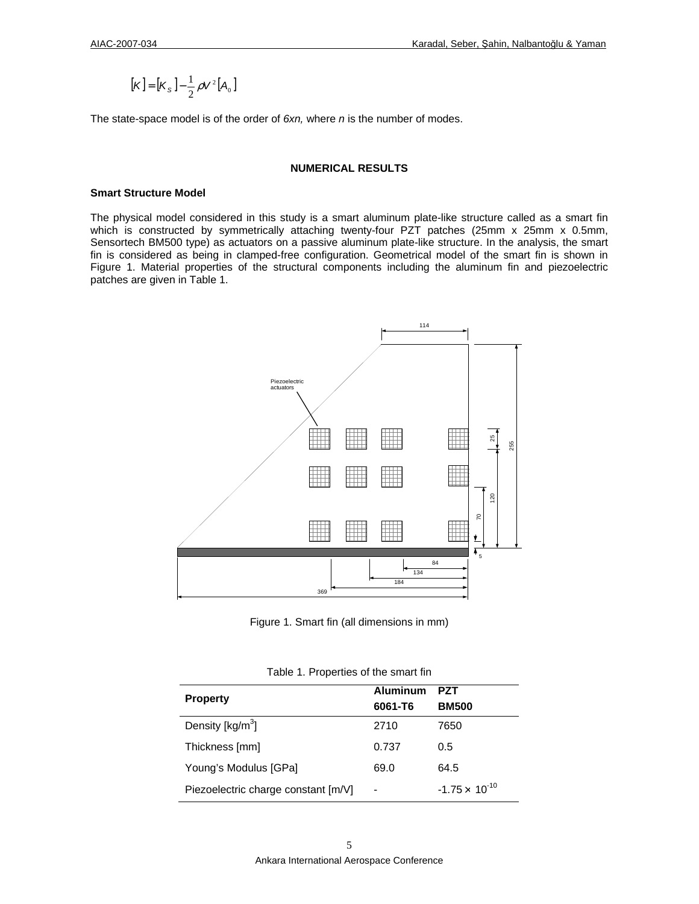$$[K] = [K_S] - \frac{1}{2}\rho V^2 [A_0]$$

The state-space model is of the order of *6xn,* where *n* is the number of modes.

## NUMERICAL RESULTS

### Smart Structure Model

The physical model considered in this study is a smart aluminum plate-like structure called as a smart fin which is constructed by symmetrically attaching twenty-four PZT patches (25mm x 25mm x 0.5mm, Sensortech BM500 type) as actuators on a passive aluminum plate-like structure. In the analysis, the smart fin is considered as being in clamped-free configuration. Geometrical model of the smart fin is shown in Figure 1. Material properties of the structural components including the aluminum fin and piezoelectric patches are given in Table 1.

Figure 1. Smart fin (all dimensions in mm)

Table 1. Properties of the smart fin

| Property | Aluminum 6061-T6 | PZT BM500 |
|---|---|---|
| Density [kg/m$^3$] | 2710 | 7650 |
| Thickness [mm] | 0.737 | 0.5 |
| Young's Modulus [GPa] | 69.0 | 64.5 |
| Piezoelectric charge constant [m/V] | - | $-1.75 \times 10^{-10}$ |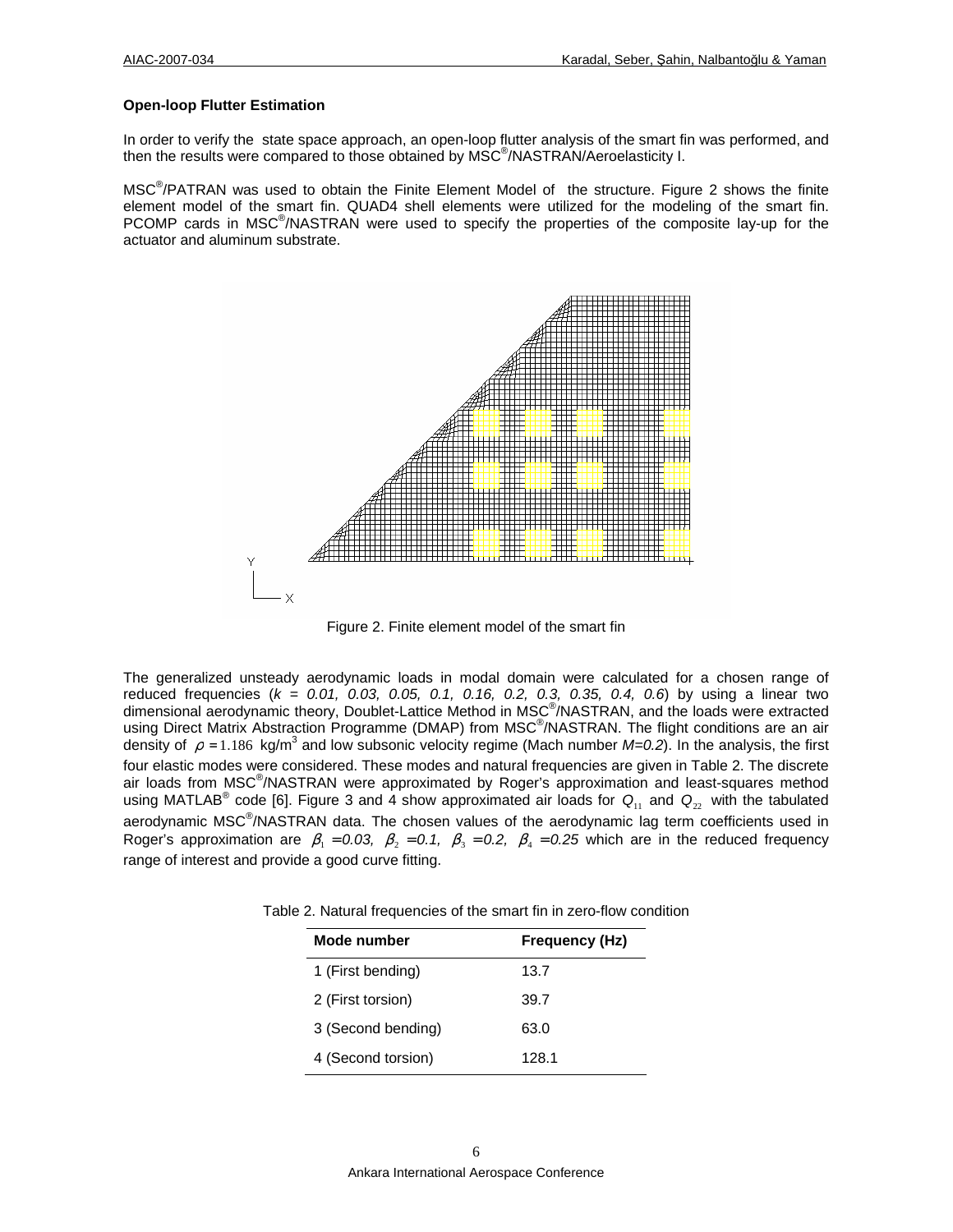### Open-loop Flutter Estimation

In order to verify the state space approach, an open-loop flutter analysis of the smart fin was performed, and then the results were compared to those obtained by MSC®/NASTRAN/Aeroelasticity I.

MSC®/PATRAN was used to obtain the Finite Element Model of the structure. Figure 2 shows the finite element model of the smart fin. QUAD4 shell elements were utilized for the modeling of the smart fin. PCOMP cards in MSC®/NASTRAN were used to specify the properties of the composite lay-up for the actuator and aluminum substrate.

Figure 2. Finite element model of the smart fin

The generalized unsteady aerodynamic loads in modal domain were calculated for a chosen range of reduced frequencies (*k = 0.01, 0.03, 0.05, 0.1, 0.16, 0.2, 0.3, 0.35, 0.4, 0.6*) by using a linear two dimensional aerodynamic theory, Doublet-Lattice Method in MSC®/NASTRAN, and the loads were extracted using Direct Matrix Abstraction Programme (DMAP) from MSC®/NASTRAN. The flight conditions are an air density of $\rho = 1.186$ kg/m$^3$ and low subsonic velocity regime (Mach number *M=0.2*). In the analysis, the first four elastic modes were considered. These modes and natural frequencies are given in Table 2. The discrete air loads from MSC®/NASTRAN were approximated by Roger's approximation and least-squares method using MATLAB® code [6]. Figure 3 and 4 show approximated air loads for $Q_{11}$ and $Q_{22}$ with the tabulated aerodynamic MSC®/NASTRAN data. The chosen values of the aerodynamic lag term coefficients used in Roger's approximation are $\beta_1 = 0.03$, $\beta_2 = 0.1$, $\beta_3 = 0.2$, $\beta_4 = 0.25$ which are in the reduced frequency range of interest and provide a good curve fitting.

Table 2. Natural frequencies of the smart fin in zero-flow condition

| Mode number | Frequency (Hz) |
|---|---|
| 1 (First bending) | 13.7 |
| 2 (First torsion) | 39.7 |
| 3 (Second bending) | 63.0 |
| 4 (Second torsion) | 128.1 |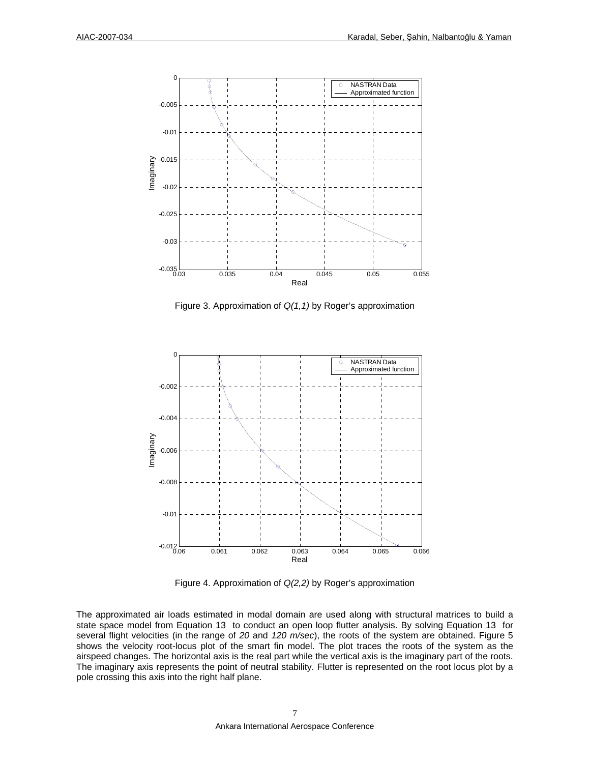Figure 3. Approximation of *Q(1,1)* by Roger's approximation

Figure 4. Approximation of *Q(2,2)* by Roger's approximation

The approximated air loads estimated in modal domain are used along with structural matrices to build a state space model from Equation 13 to conduct an open loop flutter analysis. By solving Equation 13 for several flight velocities (in the range of *20* and *120 m/sec*), the roots of the system are obtained. Figure 5 shows the velocity root-locus plot of the smart fin model. The plot traces the roots of the system as the airspeed changes. The horizontal axis is the real part while the vertical axis is the imaginary part of the roots. The imaginary axis represents the point of neutral stability. Flutter is represented on the root locus plot by a pole crossing this axis into the right half plane.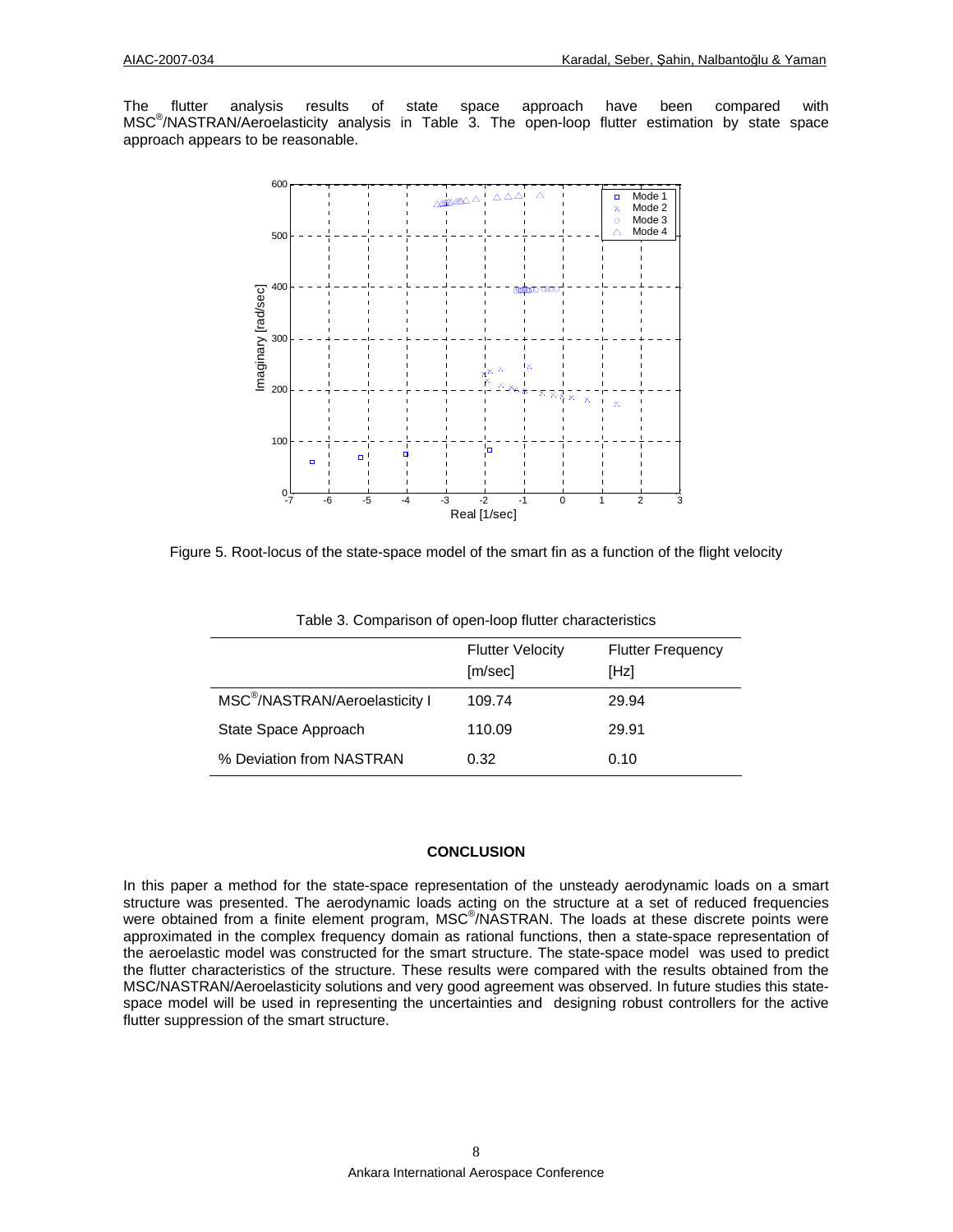The flutter analysis results of state space approach have been compared with MSC®/NASTRAN/Aeroelasticity analysis in Table 3. The open-loop flutter estimation by state space approach appears to be reasonable.

Figure 5. Root-locus of the state-space model of the smart fin as a function of the flight velocity

Table 3. Comparison of open-loop flutter characteristics

| | Flutter Velocity [m/sec] | Flutter Frequency [Hz] |
|---|---|---|
| MSC®/NASTRAN/Aeroelasticity I | 109.74 | 29.94 |
| State Space Approach | 110.09 | 29.91 |
| % Deviation from NASTRAN | 0.32 | 0.10 |

## CONCLUSION

In this paper a method for the state-space representation of the unsteady aerodynamic loads on a smart structure was presented. The aerodynamic loads acting on the structure at a set of reduced frequencies were obtained from a finite element program, MSC®/NASTRAN. The loads at these discrete points were approximated in the complex frequency domain as rational functions, then a state-space representation of the aeroelastic model was constructed for the smart structure. The state-space model was used to predict the flutter characteristics of the structure. These results were compared with the results obtained from the MSC/NASTRAN/Aeroelasticity solutions and very good agreement was observed. In future studies this state-space model will be used in representing the uncertainties and designing robust controllers for the active flutter suppression of the smart structure.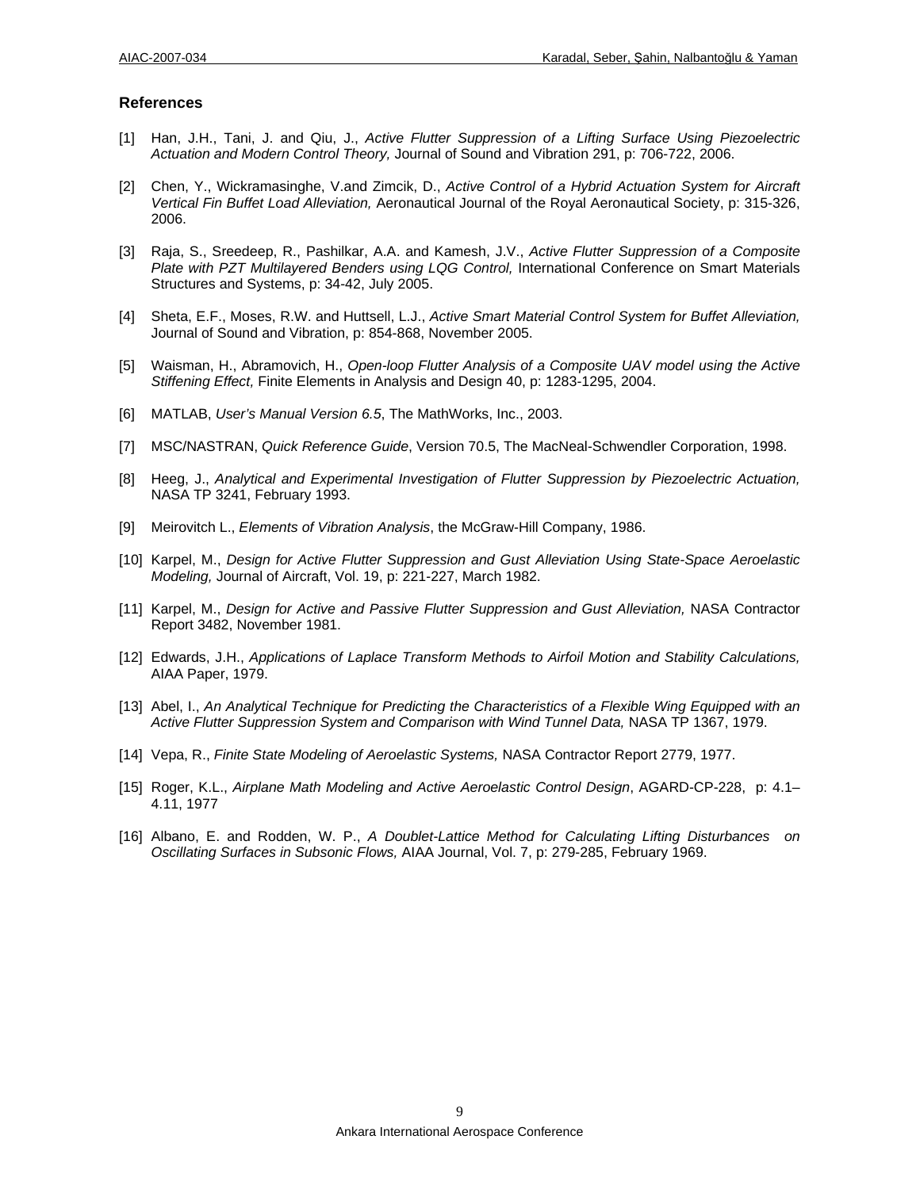## References

[1] Han, J.H., Tani, J. and Qiu, J., *Active Flutter Suppression of a Lifting Surface Using Piezoelectric Actuation and Modern Control Theory,* Journal of Sound and Vibration 291, p: 706-722, 2006.

[2] Chen, Y., Wickramasinghe, V.and Zimcik, D., *Active Control of a Hybrid Actuation System for Aircraft Vertical Fin Buffet Load Alleviation,* Aeronautical Journal of the Royal Aeronautical Society, p: 315-326, 2006.

[3] Raja, S., Sreedeep, R., Pashilkar, A.A. and Kamesh, J.V., *Active Flutter Suppression of a Composite Plate with PZT Multilayered Benders using LQG Control,* International Conference on Smart Materials Structures and Systems, p: 34-42, July 2005.

[4] Sheta, E.F., Moses, R.W. and Huttsell, L.J., *Active Smart Material Control System for Buffet Alleviation,* Journal of Sound and Vibration, p: 854-868, November 2005.

[5] Waisman, H., Abramovich, H., *Open-loop Flutter Analysis of a Composite UAV model using the Active Stiffening Effect,* Finite Elements in Analysis and Design 40, p: 1283-1295, 2004.

[6] MATLAB, *User's Manual Version 6.5*, The MathWorks, Inc., 2003.

[7] MSC/NASTRAN, *Quick Reference Guide*, Version 70.5, The MacNeal-Schwendler Corporation, 1998.

[8] Heeg, J., *Analytical and Experimental Investigation of Flutter Suppression by Piezoelectric Actuation,* NASA TP 3241, February 1993.

[9] Meirovitch L., *Elements of Vibration Analysis*, the McGraw-Hill Company, 1986.

[10] Karpel, M., *Design for Active Flutter Suppression and Gust Alleviation Using State-Space Aeroelastic Modeling,* Journal of Aircraft, Vol. 19, p: 221-227, March 1982.

[11] Karpel, M., *Design for Active and Passive Flutter Suppression and Gust Alleviation,* NASA Contractor Report 3482, November 1981.

[12] Edwards, J.H., *Applications of Laplace Transform Methods to Airfoil Motion and Stability Calculations,* AIAA Paper, 1979.

[13] Abel, I., *An Analytical Technique for Predicting the Characteristics of a Flexible Wing Equipped with an Active Flutter Suppression System and Comparison with Wind Tunnel Data,* NASA TP 1367, 1979.

[14] Vepa, R., *Finite State Modeling of Aeroelastic Systems,* NASA Contractor Report 2779, 1977.

[15] Roger, K.L., *Airplane Math Modeling and Active Aeroelastic Control Design*, AGARD-CP-228, p: 4.1–4.11, 1977

[16] Albano, E. and Rodden, W. P., *A Doublet-Lattice Method for Calculating Lifting Disturbances on Oscillating Surfaces in Subsonic Flows,* AIAA Journal, Vol. 7, p: 279-285, February 1969.